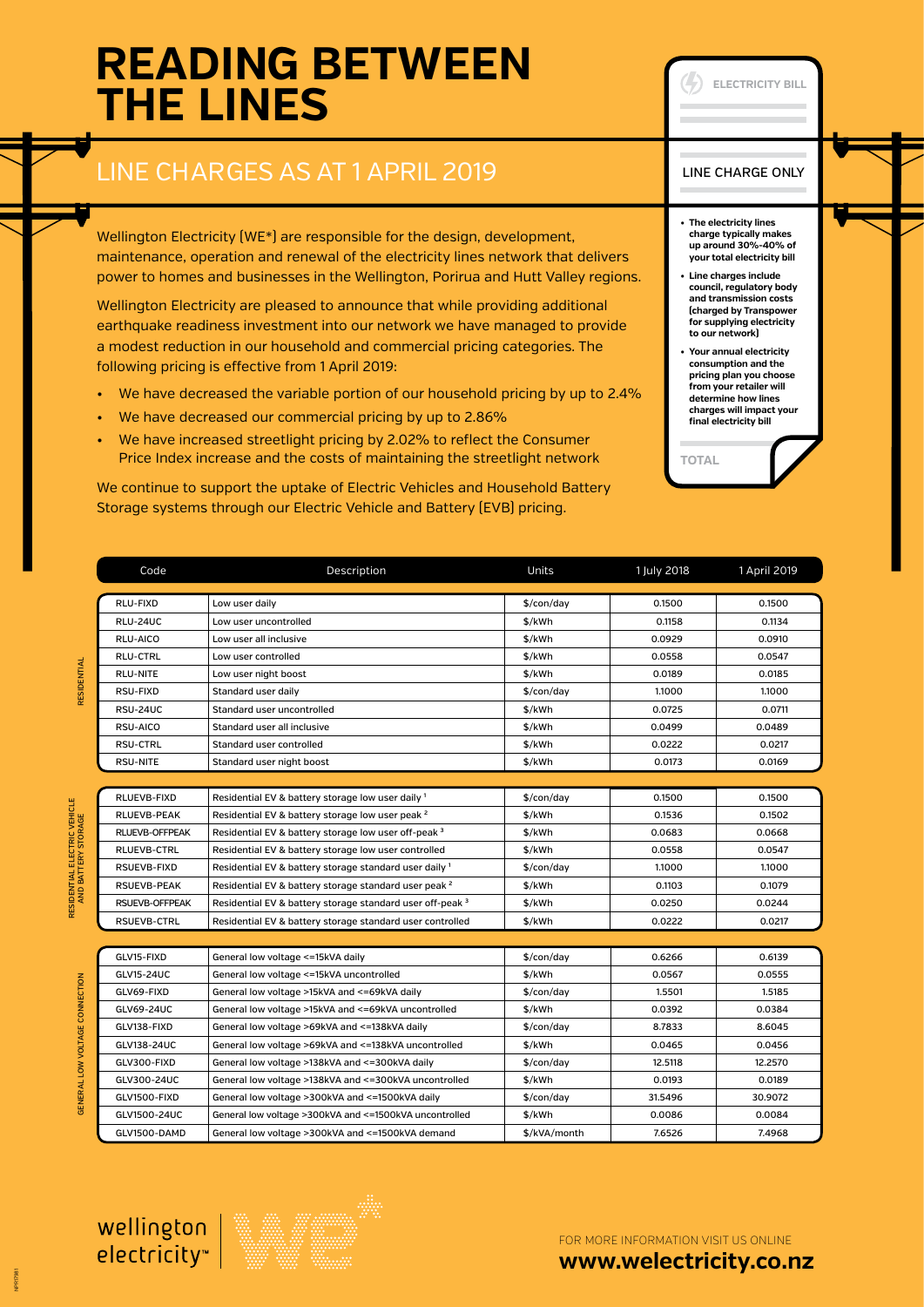# READING BETWEEN THE LINES

## LINE CHARGES AS AT 1 APRIL 2019

Wellington Electricity (WE*) are responsible for the design, development, maintenance, operation and renewal of the electricity lines network that delivers power to homes and businesses in the Wellington, Porirua and Hutt Valley regions.

Wellington Electricity are pleased to announce that while providing additional earthquake readiness investment into our network we have managed to provide a modest reduction in our household and commercial pricing categories. The following pricing is effective from 1 April 2019:

- We have decreased the variable portion of our household pricing by up to 2.4%
- We have decreased our commercial pricing by up to 2.86%
- We have increased streetlight pricing by 2.02% to reflect the Consumer Price Index increase and the costs of maintaining the streetlight network

We continue to support the uptake of Electric Vehicles and Household Battery Storage systems through our Electric Vehicle and Battery (EVB) pricing.

ELECTRICITY BILL

LINE CHARGE ONLY

- **The electricity lines charge typically makes up around 30%-40% of your total electricity bill**
- **Line charges include council, regulatory body and transmission costs (charged by Transpower for supplying electricity to our network)**
- **Your annual electricity consumption and the pricing plan you choose from your retailer will determine how lines charges will impact your final electricity bill**

TOTAL

| | Code | Description | Units | 1 July 2018 | 1 April 2019 |
|---|---|---|---|---|---|
| RESIDENTIAL | RLU-FIXD | Low user daily | $/con/day | 0.1500 | 0.1500 |
| | RLU-24UC | Low user uncontrolled | $/kWh | 0.1158 | 0.1134 |
| | RLU-AICO | Low user all inclusive | $/kWh | 0.0929 | 0.0910 |
| | RLU-CTRL | Low user controlled | $/kWh | 0.0558 | 0.0547 |
| | RLU-NITE | Low user night boost | $/kWh | 0.0189 | 0.0185 |
| | RSU-FIXD | Standard user daily | $/con/day | 1.1000 | 1.1000 |
| | RSU-24UC | Standard user uncontrolled | $/kWh | 0.0725 | 0.0711 |
| | RSU-AICO | Standard user all inclusive | $/kWh | 0.0499 | 0.0489 |
| | RSU-CTRL | Standard user controlled | $/kWh | 0.0222 | 0.0217 |
| | RSU-NITE | Standard user night boost | $/kWh | 0.0173 | 0.0169 |
| RESIDENTIAL ELECTRIC VEHICLE AND BATTERY STORAGE | RLUEVB-FIXD | Residential EV & battery storage low user daily [1] | $/con/day | 0.1500 | 0.1500 |
| | RLUEVB-PEAK | Residential EV & battery storage low user peak [2] | $/kWh | 0.1536 | 0.1502 |
| | RLUEVB-OFFPEAK | Residential EV & battery storage low user off-peak [3] | $/kWh | 0.0683 | 0.0668 |
| | RLUEVB-CTRL | Residential EV & battery storage low user controlled | $/kWh | 0.0558 | 0.0547 |
| | RSUEVB-FIXD | Residential EV & battery storage standard user daily [1] | $/con/day | 1.1000 | 1.1000 |
| | RSUEVB-PEAK | Residential EV & battery storage standard user peak [2] | $/kWh | 0.1103 | 0.1079 |
| | RSUEVB-OFFPEAK | Residential EV & battery storage standard user off-peak [3] | $/kWh | 0.0250 | 0.0244 |
| | RSUEVB-CTRL | Residential EV & battery storage standard user controlled | $/kWh | 0.0222 | 0.0217 |
| GENERAL LOW VOLTAGE CONNECTION | GLV15-FIXD | General low voltage <=15kVA daily | $/con/day | 0.6266 | 0.6139 |
| | GLV15-24UC | General low voltage <=15kVA uncontrolled | $/kWh | 0.0567 | 0.0555 |
| | GLV69-FIXD | General low voltage >15kVA and <=69kVA daily | $/con/day | 1.5501 | 1.5185 |
| | GLV69-24UC | General low voltage >15kVA and <=69kVA uncontrolled | $/kWh | 0.0392 | 0.0384 |
| | GLV138-FIXD | General low voltage >69kVA and <=138kVA daily | $/con/day | 8.7833 | 8.6045 |
| | GLV138-24UC | General low voltage >69kVA and <=138kVA uncontrolled | $/kWh | 0.0465 | 0.0456 |
| | GLV300-FIXD | General low voltage >138kVA and <=300kVA daily | $/con/day | 12.5118 | 12.2570 |
| | GLV300-24UC | General low voltage >138kVA and <=300kVA uncontrolled | $/kWh | 0.0193 | 0.0189 |
| | GLV1500-FIXD | General low voltage >300kVA and <=1500kVA daily | $/con/day | 31.5496 | 30.9072 |
| | GLV1500-24UC | General low voltage >300kVA and <=1500kVA uncontrolled | $/kWh | 0.0086 | 0.0084 |
| | GLV1500-DAMD | General low voltage >300kVA and <=1500kVA demand | $/kVA/month | 7.6526 | 7.4968 |

wellington electricity™

FOR MORE INFORMATION VISIT US ONLINE
**www.welectricity.co.nz**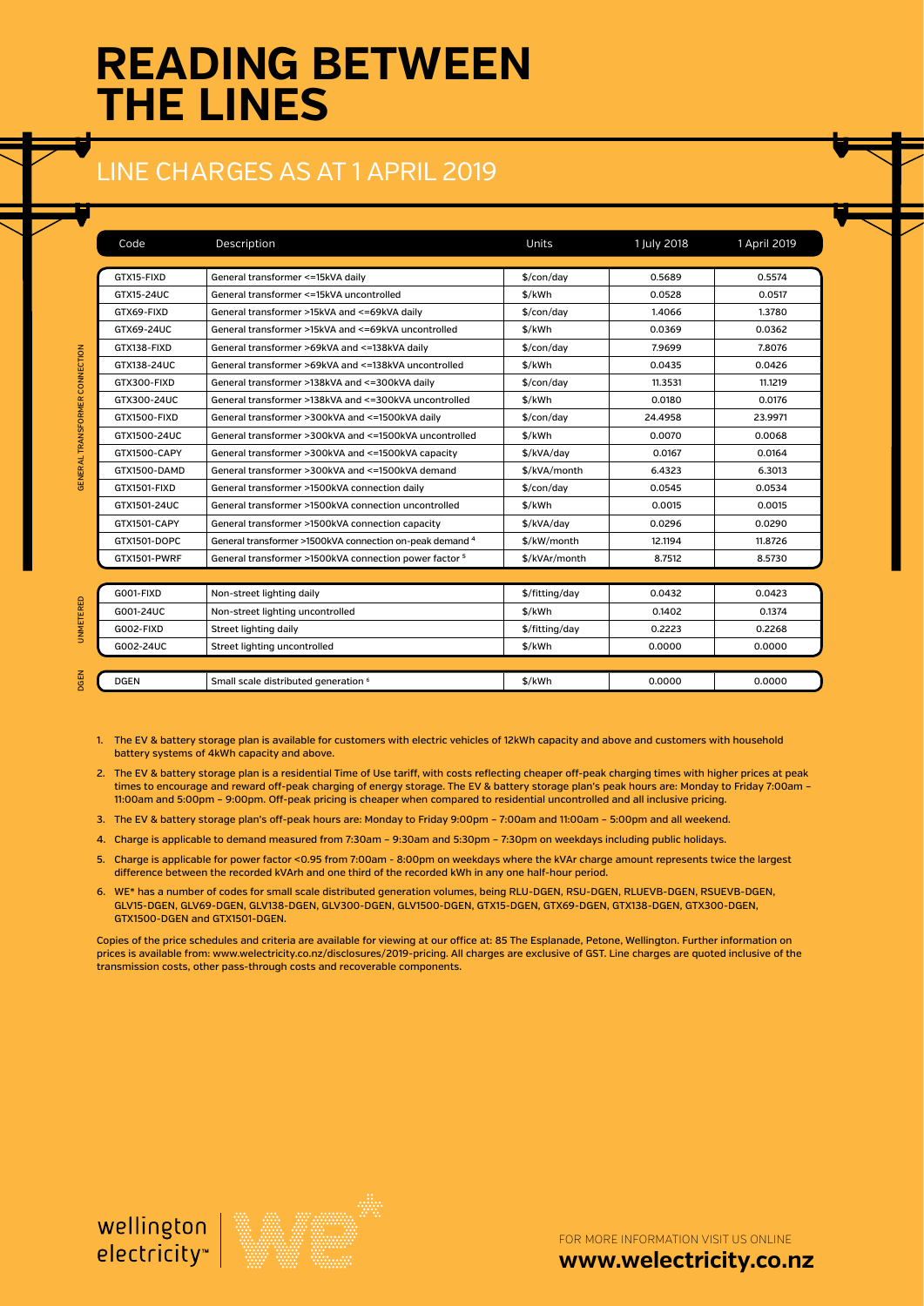# READING BETWEEN THE LINES

## LINE CHARGES AS AT 1 APRIL 2019

| | Code | Description | Units | 1 July 2018 | 1 April 2019 |
|---|---|---|---|---|---|
| GENERAL TRANSFORMER CONNECTION | GTX15-FIXD | General transformer <=15kVA daily | $/con/day | 0.5689 | 0.5574 |
| | GTX15-24UC | General transformer <=15kVA uncontrolled | $/kWh | 0.0528 | 0.0517 |
| | GTX69-FIXD | General transformer >15kVA and <=69kVA daily | $/con/day | 1.4066 | 1.3780 |
| | GTX69-24UC | General transformer >15kVA and <=69kVA uncontrolled | $/kWh | 0.0369 | 0.0362 |
| | GTX138-FIXD | General transformer >69kVA and <=138kVA daily | $/con/day | 7.9699 | 7.8076 |
| | GTX138-24UC | General transformer >69kVA and <=138kVA uncontrolled | $/kWh | 0.0435 | 0.0426 |
| | GTX300-FIXD | General transformer >138kVA and <=300kVA daily | $/con/day | 11.3531 | 11.1219 |
| | GTX300-24UC | General transformer >138kVA and <=300kVA uncontrolled | $/kWh | 0.0180 | 0.0176 |
| | GTX1500-FIXD | General transformer >300kVA and <=1500kVA daily | $/con/day | 24.4958 | 23.9971 |
| | GTX1500-24UC | General transformer >300kVA and <=1500kVA uncontrolled | $/kWh | 0.0070 | 0.0068 |
| | GTX1500-CAPY | General transformer >300kVA and <=1500kVA capacity | $/kVA/day | 0.0167 | 0.0164 |
| | GTX1500-DAMD | General transformer >300kVA and <=1500kVA demand | $/kVA/month | 6.4323 | 6.3013 |
| | GTX1501-FIXD | General transformer >1500kVA connection daily | $/con/day | 0.0545 | 0.0534 |
| | GTX1501-24UC | General transformer >1500kVA connection uncontrolled | $/kWh | 0.0015 | 0.0015 |
| | GTX1501-CAPY | General transformer >1500kVA connection capacity | $/kVA/day | 0.0296 | 0.0290 |
| | GTX1501-DOPC | General transformer >1500kVA connection on-peak demand [4] | $/kW/month | 12.1194 | 11.8726 |
| | GTX1501-PWRF | General transformer >1500kVA connection power factor [5] | $/kVAr/month | 8.7512 | 8.5730 |
| UNMETERED | G001-FIXD | Non-street lighting daily | $/fitting/day | 0.0432 | 0.0423 |
| | G001-24UC | Non-street lighting uncontrolled | $/kWh | 0.1402 | 0.1374 |
| | G002-FIXD | Street lighting daily | $/fitting/day | 0.2223 | 0.2268 |
| | G002-24UC | Street lighting uncontrolled | $/kWh | 0.0000 | 0.0000 |
| DGEN | DGEN | Small scale distributed generation [6] | $/kWh | 0.0000 | 0.0000 |

1. The EV & battery storage plan is available for customers with electric vehicles of 12kWh capacity and above and customers with household battery systems of 4kWh capacity and above.
2. The EV & battery storage plan is a residential Time of Use tariff, with costs reflecting cheaper off-peak charging times with higher prices at peak times to encourage and reward off-peak charging of energy storage. The EV & battery storage plan's peak hours are: Monday to Friday 7:00am – 11:00am and 5:00pm – 9:00pm. Off-peak pricing is cheaper when compared to residential uncontrolled and all inclusive pricing.
3. The EV & battery storage plan's off-peak hours are: Monday to Friday 9:00pm – 7:00am and 11:00am – 5:00pm and all weekend.
4. Charge is applicable to demand measured from 7:30am – 9:30am and 5:30pm – 7:30pm on weekdays including public holidays.
5. Charge is applicable for power factor <0.95 from 7:00am - 8:00pm on weekdays where the kVAr charge amount represents twice the largest difference between the recorded kVArh and one third of the recorded kWh in any one half-hour period.
6. WE* has a number of codes for small scale distributed generation volumes, being RLU-DGEN, RSU-DGEN, RLUEVB-DGEN, RSUEVB-DGEN, GLV15-DGEN, GLV69-DGEN, GLV138-DGEN, GLV300-DGEN, GLV1500-DGEN, GTX15-DGEN, GTX69-DGEN, GTX138-DGEN, GTX300-DGEN, GTX1500-DGEN and GTX1501-DGEN.

Copies of the price schedules and criteria are available for viewing at our office at: 85 The Esplanade, Petone, Wellington. Further information on prices is available from: www.welectricity.co.nz/disclosures/2019-pricing. All charges are exclusive of GST. Line charges are quoted inclusive of the transmission costs, other pass-through costs and recoverable components.

wellington electricity™

FOR MORE INFORMATION VISIT US ONLINE
**www.welectricity.co.nz**